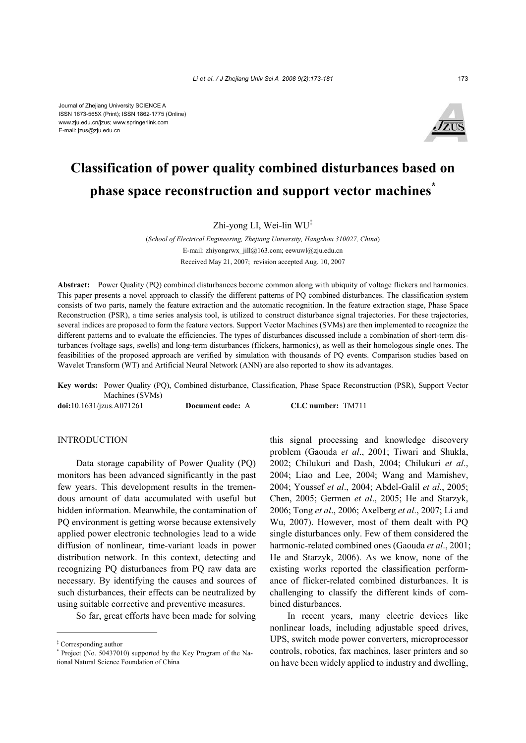Journal of Zhejiang University SCIENCE A
ISSN 1673-565X (Print); ISSN 1862-1775 (Online)
www.zju.edu.cn/jzus; www.springerlink.com
E-mail: jzus@zju.edu.cn

# Classification of power quality combined disturbances based on phase space reconstruction and support vector machines*

Zhi-yong LI, Wei-lin WU‡

(*School of Electrical Engineering, Zhejiang University, Hangzhou 310027, China*)

E-mail: zhiyongrwx_jill@163.com; eewuwl@zju.edu.cn

Received May 21, 2007; revision accepted Aug. 10, 2007

**Abstract:** Power Quality (PQ) combined disturbances become common along with ubiquity of voltage flickers and harmonics. This paper presents a novel approach to classify the different patterns of PQ combined disturbances. The classification system consists of two parts, namely the feature extraction and the automatic recognition. In the feature extraction stage, Phase Space Reconstruction (PSR), a time series analysis tool, is utilized to construct disturbance signal trajectories. For these trajectories, several indices are proposed to form the feature vectors. Support Vector Machines (SVMs) are then implemented to recognize the different patterns and to evaluate the efficiencies. The types of disturbances discussed include a combination of short-term disturbances (voltage sags, swells) and long-term disturbances (flickers, harmonics), as well as their homologous single ones. The feasibilities of the proposed approach are verified by simulation with thousands of PQ events. Comparison studies based on Wavelet Transform (WT) and Artificial Neural Network (ANN) are also reported to show its advantages.

**Key words:** Power Quality (PQ), Combined disturbance, Classification, Phase Space Reconstruction (PSR), Support Vector Machines (SVMs)

**doi:**10.1631/jzus.A071261 **Document code:** A **CLC number:** TM711

## INTRODUCTION

Data storage capability of Power Quality (PQ) monitors has been advanced significantly in the past few years. This development results in the tremendous amount of data accumulated with useful but hidden information. Meanwhile, the contamination of PQ environment is getting worse because extensively applied power electronic technologies lead to a wide diffusion of nonlinear, time-variant loads in power distribution network. In this context, detecting and recognizing PQ disturbances from PQ raw data are necessary. By identifying the causes and sources of such disturbances, their effects can be neutralized by using suitable corrective and preventive measures.

So far, great efforts have been made for solving this signal processing and knowledge discovery problem (Gaouda *et al*., 2001; Tiwari and Shukla, 2002; Chilukuri and Dash, 2004; Chilukuri *et al*., 2004; Liao and Lee, 2004; Wang and Mamishev, 2004; Youssef *et al*., 2004; Abdel-Galil *et al*., 2005; Chen, 2005; Germen *et al*., 2005; He and Starzyk, 2006; Tong *et al*., 2006; Axelberg *et al*., 2007; Li and Wu, 2007). However, most of them dealt with PQ single disturbances only. Few of them considered the harmonic-related combined ones (Gaouda *et al*., 2001; He and Starzyk, 2006). As we know, none of the existing works reported the classification performance of flicker-related combined disturbances. It is challenging to classify the different kinds of combined disturbances.

In recent years, many electric devices like nonlinear loads, including adjustable speed drives, UPS, switch mode power converters, microprocessor controls, robotics, fax machines, laser printers and so on have been widely applied to industry and dwelling,

‡ Corresponding author

* Project (No. 50437010) supported by the Key Program of the National Natural Science Foundation of China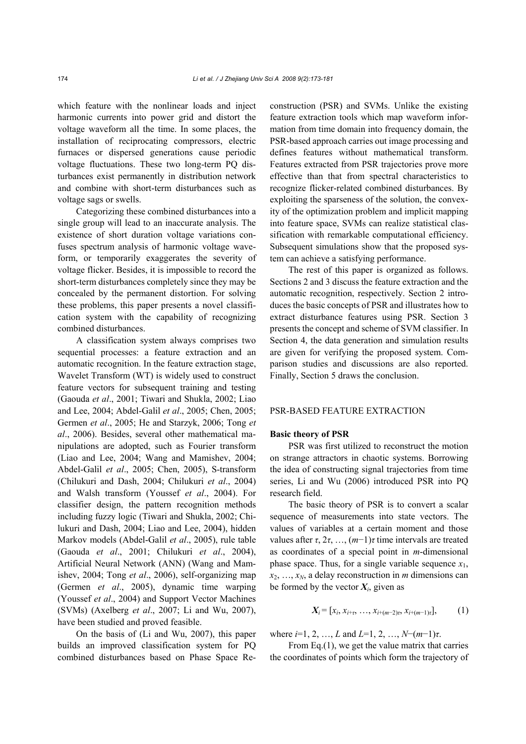which feature with the nonlinear loads and inject harmonic currents into power grid and distort the voltage waveform all the time. In some places, the installation of reciprocating compressors, electric furnaces or dispersed generations cause periodic voltage fluctuations. These two long-term PQ disturbances exist permanently in distribution network and combine with short-term disturbances such as voltage sags or swells.

Categorizing these combined disturbances into a single group will lead to an inaccurate analysis. The existence of short duration voltage variations confuses spectrum analysis of harmonic voltage waveform, or temporarily exaggerates the severity of voltage flicker. Besides, it is impossible to record the short-term disturbances completely since they may be concealed by the permanent distortion. For solving these problems, this paper presents a novel classification system with the capability of recognizing combined disturbances.

A classification system always comprises two sequential processes: a feature extraction and an automatic recognition. In the feature extraction stage, Wavelet Transform (WT) is widely used to construct feature vectors for subsequent training and testing (Gaouda *et al*., 2001; Tiwari and Shukla, 2002; Liao and Lee, 2004; Abdel-Galil *et al*., 2005; Chen, 2005; Germen *et al*., 2005; He and Starzyk, 2006; Tong *et al*., 2006). Besides, several other mathematical manipulations are adopted, such as Fourier transform (Liao and Lee, 2004; Wang and Mamishev, 2004; Abdel-Galil *et al*., 2005; Chen, 2005), S-transform (Chilukuri and Dash, 2004; Chilukuri *et al*., 2004) and Walsh transform (Youssef *et al*., 2004). For classifier design, the pattern recognition methods including fuzzy logic (Tiwari and Shukla, 2002; Chilukuri and Dash, 2004; Liao and Lee, 2004), hidden Markov models (Abdel-Galil *et al*., 2005), rule table (Gaouda *et al*., 2001; Chilukuri *et al*., 2004), Artificial Neural Network (ANN) (Wang and Mamishev, 2004; Tong *et al*., 2006), self-organizing map (Germen *et al*., 2005), dynamic time warping (Youssef *et al*., 2004) and Support Vector Machines (SVMs) (Axelberg *et al*., 2007; Li and Wu, 2007), have been studied and proved feasible.

On the basis of (Li and Wu, 2007), this paper builds an improved classification system for PQ combined disturbances based on Phase Space Reconstruction (PSR) and SVMs. Unlike the existing feature extraction tools which map waveform information from time domain into frequency domain, the PSR-based approach carries out image processing and defines features without mathematical transform. Features extracted from PSR trajectories prove more effective than that from spectral characteristics to recognize flicker-related combined disturbances. By exploiting the sparseness of the solution, the convexity of the optimization problem and implicit mapping into feature space, SVMs can realize statistical classification with remarkable computational efficiency. Subsequent simulations show that the proposed system can achieve a satisfying performance.

The rest of this paper is organized as follows. Sections 2 and 3 discuss the feature extraction and the automatic recognition, respectively. Section 2 introduces the basic concepts of PSR and illustrates how to extract disturbance features using PSR. Section 3 presents the concept and scheme of SVM classifier. In Section 4, the data generation and simulation results are given for verifying the proposed system. Comparison studies and discussions are also reported. Finally, Section 5 draws the conclusion.

## PSR-BASED FEATURE EXTRACTION

### Basic theory of PSR

PSR was first utilized to reconstruct the motion on strange attractors in chaotic systems. Borrowing the idea of constructing signal trajectories from time series, Li and Wu (2006) introduced PSR into PQ research field.

The basic theory of PSR is to convert a scalar sequence of measurements into state vectors. The values of variables at a certain moment and those values after $\tau$, $2\tau$, …, $(m-1)\tau$ time intervals are treated as coordinates of a special point in $m$-dimensional phase space. Thus, for a single variable sequence $x_1$, $x_2$, …, $x_N$, a delay reconstruction in $m$ dimensions can be formed by the vector $\boldsymbol{X}_i$, given as

$$\boldsymbol{X}_i = [x_i, x_{i+\tau}, \ldots, x_{i+(m-2)\tau}, x_{i+(m-1)\tau}], \tag{1}$$

where $i$=1, 2, …, $L$ and $L$=1, 2, …, $N-(m-1)\tau$.

From Eq.(1), we get the value matrix that carries the coordinates of points which form the trajectory of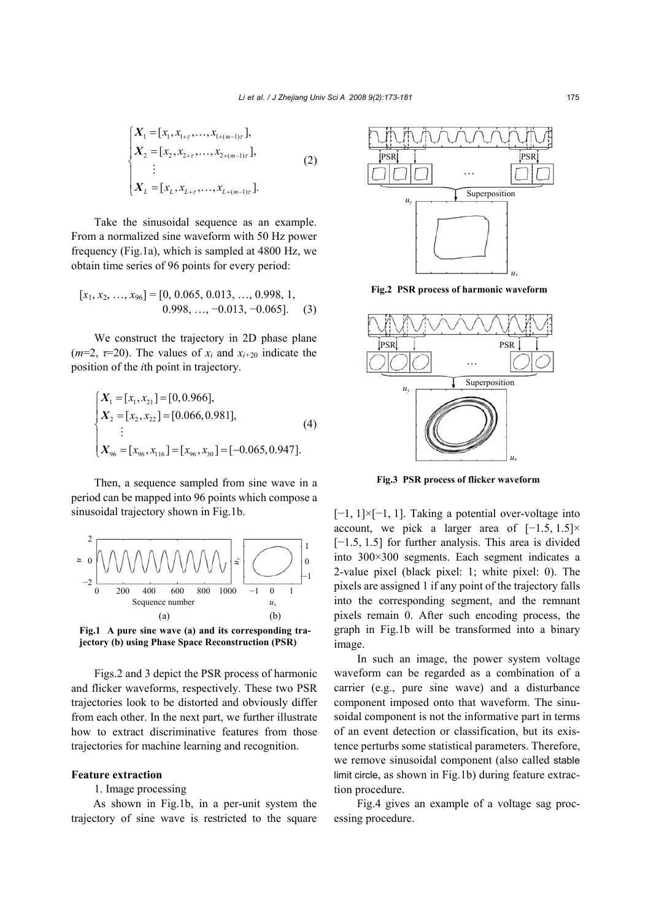$$
\begin{cases}
\boldsymbol{X}_1 = [x_1, x_{1+\tau}, \ldots, x_{1+(m-1)\tau}], \\
\boldsymbol{X}_2 = [x_2, x_{2+\tau}, \ldots, x_{2+(m-1)\tau}], \\
\quad \vdots \\
\boldsymbol{X}_L = [x_L, x_{L+\tau}, \ldots, x_{L+(m-1)\tau}].
\end{cases}
\tag{2}
$$

Take the sinusoidal sequence as an example. From a normalized sine waveform with 50 Hz power frequency (Fig.1a), which is sampled at 4800 Hz, we obtain time series of 96 points for every period:

$$
[x_1, x_2, \ldots, x_{96}] = [0, 0.065, 0.013, \ldots, 0.998, 1, 0.998, \ldots, -0.013, -0.065]. \tag{3}
$$

We construct the trajectory in 2D phase plane ($m$=2, $\tau$=20). The values of $x_i$ and $x_{i+20}$ indicate the position of the $i$th point in trajectory.

$$
\begin{cases}
\boldsymbol{X}_1 = [x_1, x_{21}] = [0, 0.966], \\
\boldsymbol{X}_2 = [x_2, x_{22}] = [0.066, 0.981], \\
\quad \vdots \\
\boldsymbol{X}_{96} = [x_{96}, x_{116}] = [x_{96}, x_{30}] = [-0.065, 0.947].
\end{cases}
\tag{4}
$$

Then, a sequence sampled from sine wave in a period can be mapped into 96 points which compose a sinusoidal trajectory shown in Fig.1b.

**Fig.1 A pure sine wave (a) and its corresponding trajectory (b) using Phase Space Reconstruction (PSR)**

Figs.2 and 3 depict the PSR process of harmonic and flicker waveforms, respectively. These two PSR trajectories look to be distorted and obviously differ from each other. In the next part, we further illustrate how to extract discriminative features from those trajectories for machine learning and recognition.

**Fig.2 PSR process of harmonic waveform**

**Fig.3 PSR process of flicker waveform**

### Feature extraction

1. Image processing

As shown in Fig.1b, in a per-unit system the trajectory of sine wave is restricted to the square $[-1, 1]\times[-1, 1]$. Taking a potential over-voltage into account, we pick a larger area of $[-1.5, 1.5]\times[-1.5, 1.5]$ for further analysis. This area is divided into 300×300 segments. Each segment indicates a 2-value pixel (black pixel: 1; white pixel: 0). The pixels are assigned 1 if any point of the trajectory falls into the corresponding segment, and the remnant pixels remain 0. After such encoding process, the graph in Fig.1b will be transformed into a binary image.

In such an image, the power system voltage waveform can be regarded as a combination of a carrier (e.g., pure sine wave) and a disturbance component imposed onto that waveform. The sinusoidal component is not the informative part in terms of an event detection or classification, but its existence perturbs some statistical parameters. Therefore, we remove sinusoidal component (also called stable limit circle, as shown in Fig.1b) during feature extraction procedure.

Fig.4 gives an example of a voltage sag processing procedure.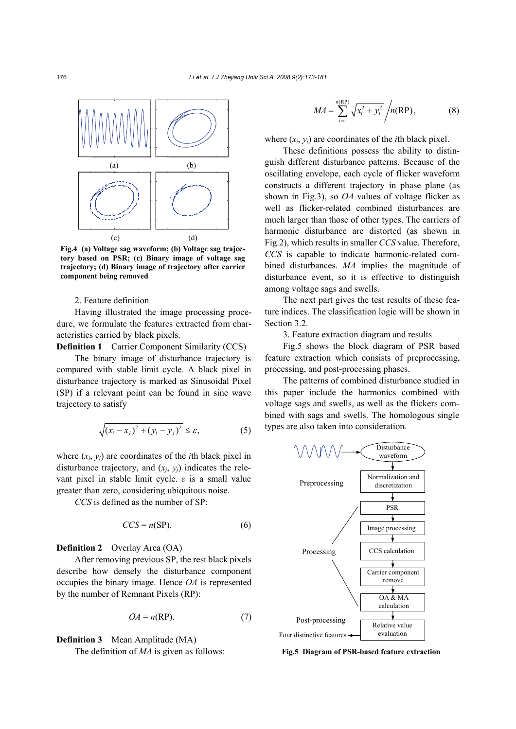Fig.4 (a) Voltage sag waveform; (b) Voltage sag trajectory based on PSR; (c) Binary image of voltage sag trajectory; (d) Binary image of trajectory after carrier component being removed

2. Feature definition

Having illustrated the image processing procedure, we formulate the features extracted from characteristics carried by black pixels.

**Definition 1** Carrier Component Similarity (CCS)

The binary image of disturbance trajectory is compared with stable limit cycle. A black pixel in disturbance trajectory is marked as Sinusoidal Pixel (SP) if a relevant point can be found in sine wave trajectory to satisfy

$$\sqrt{(x_i - x_j)^2 + (y_i - y_j)^2} \le \varepsilon, \tag{5}$$

where $(x_i, y_i)$ are coordinates of the $i$th black pixel in disturbance trajectory, and $(x_j, y_j)$ indicates the relevant pixel in stable limit cycle. $\varepsilon$ is a small value greater than zero, considering ubiquitous noise.

*CCS* is defined as the number of SP:

$$CCS = n(\text{SP}). \tag{6}$$

**Definition 2** Overlay Area (OA)

After removing previous SP, the rest black pixels describe how densely the disturbance component occupies the binary image. Hence *OA* is represented by the number of Remnant Pixels (RP):

$$OA = n(\text{RP}). \tag{7}$$

**Definition 3** Mean Amplitude (MA)

The definition of *MA* is given as follows:

$$MA = \sum_{i=1}^{n(\text{RP})} \sqrt{x_i^2 + y_i^2} \bigg/ n(\text{RP}), \tag{8}$$

where $(x_i, y_i)$ are coordinates of the $i$th black pixel.

These definitions possess the ability to distinguish different disturbance patterns. Because of the oscillating envelope, each cycle of flicker waveform constructs a different trajectory in phase plane (as shown in Fig.3), so *OA* values of voltage flicker as well as flicker-related combined disturbances are much larger than those of other types. The carriers of harmonic disturbance are distorted (as shown in Fig.2), which results in smaller *CCS* value. Therefore, *CCS* is capable to indicate harmonic-related combined disturbances. *MA* implies the magnitude of disturbance event, so it is effective to distinguish among voltage sags and swells.

The next part gives the test results of these feature indices. The classification logic will be shown in Section 3.2.

3. Feature extraction diagram and results

Fig.5 shows the block diagram of PSR based feature extraction which consists of preprocessing, processing, and post-processing phases.

The patterns of combined disturbance studied in this paper include the harmonics combined with voltage sags and swells, as well as the flickers combined with sags and swells. The homologous single types are also taken into consideration.

Fig.5 Diagram of PSR-based feature extraction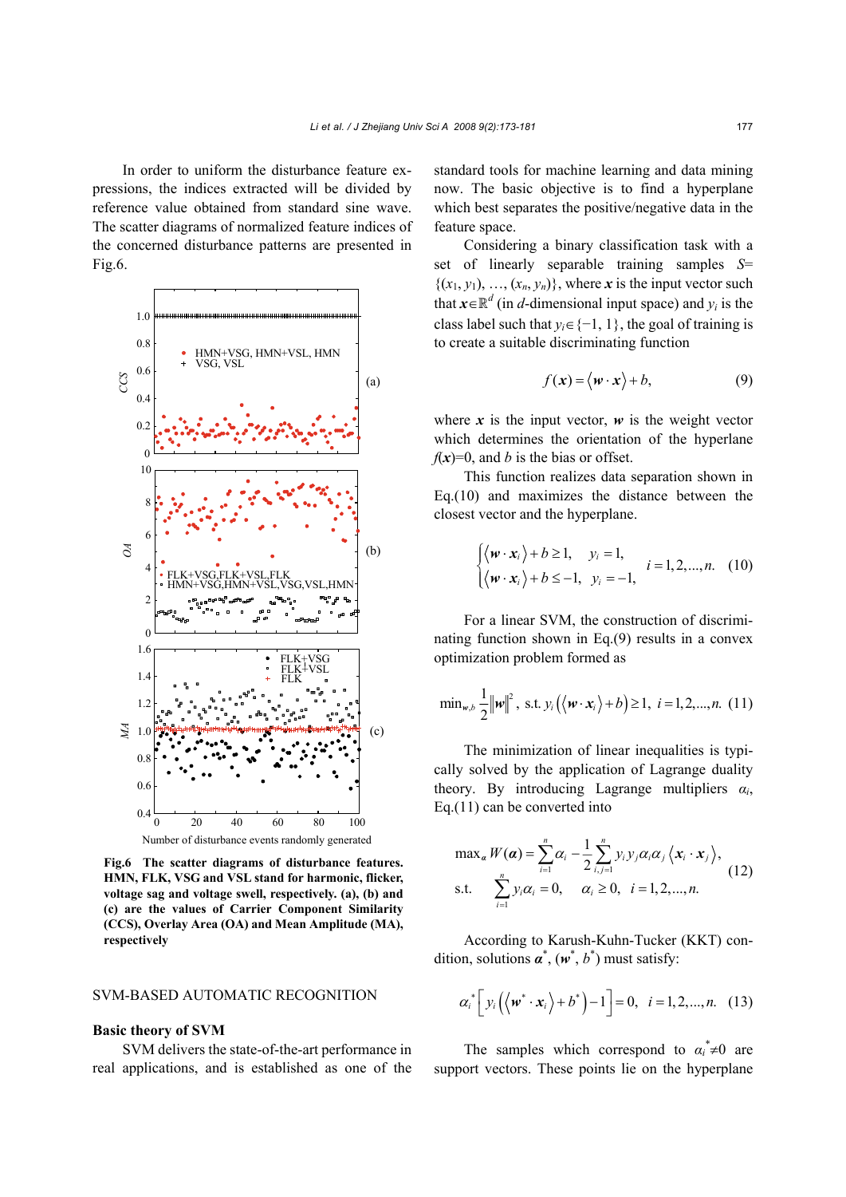In order to uniform the disturbance feature expressions, the indices extracted will be divided by reference value obtained from standard sine wave. The scatter diagrams of normalized feature indices of the concerned disturbance patterns are presented in Fig.6.

**Fig.6 The scatter diagrams of disturbance features. HMN, FLK, VSG and VSL stand for harmonic, flicker, voltage sag and voltage swell, respectively. (a), (b) and (c) are the values of Carrier Component Similarity (CCS), Overlay Area (OA) and Mean Amplitude (MA), respectively**

## SVM-BASED AUTOMATIC RECOGNITION

### Basic theory of SVM

SVM delivers the state-of-the-art performance in real applications, and is established as one of the standard tools for machine learning and data mining now. The basic objective is to find a hyperplane which best separates the positive/negative data in the feature space.

Considering a binary classification task with a set of linearly separable training samples $S=\{(x_1, y_1), \ldots, (x_n, y_n)\}$, where $\boldsymbol{x}$ is the input vector such that $\boldsymbol{x}\in\mathbb{R}^d$ (in $d$-dimensional input space) and $y_i$ is the class label such that $y_i\in\{-1, 1\}$, the goal of training is to create a suitable discriminating function

$$f(\boldsymbol{x}) = \langle \boldsymbol{w}\cdot\boldsymbol{x}\rangle + b, \tag{9}$$

where $\boldsymbol{x}$ is the input vector, $\boldsymbol{w}$ is the weight vector which determines the orientation of the hyperplane $f(\boldsymbol{x})=0$, and $b$ is the bias or offset.

This function realizes data separation shown in Eq.(10) and maximizes the distance between the closest vector and the hyperplane.

$$\begin{cases} \langle \boldsymbol{w}\cdot\boldsymbol{x}_i\rangle + b \ge 1, & y_i = 1, \\ \langle \boldsymbol{w}\cdot\boldsymbol{x}_i\rangle + b \le -1, & y_i = -1, \end{cases} \quad i = 1, 2, \ldots, n. \tag{10}$$

For a linear SVM, the construction of discriminating function shown in Eq.(9) results in a convex optimization problem formed as

$$\min_{\boldsymbol{w},b} \frac{1}{2}\|\boldsymbol{w}\|^2, \ \text{s.t.}\ y_i\left(\langle \boldsymbol{w}\cdot\boldsymbol{x}_i\rangle + b\right) \ge 1, \ i = 1, 2, \ldots, n. \tag{11}$$

The minimization of linear inequalities is typically solved by the application of Lagrange duality theory. By introducing Lagrange multipliers $\alpha_i$, Eq.(11) can be converted into

$$\begin{aligned} &\max_{\boldsymbol{\alpha}} W(\boldsymbol{\alpha}) = \sum_{i=1}^{n}\alpha_i - \frac{1}{2}\sum_{i,j=1}^{n} y_i y_j \alpha_i \alpha_j \langle \boldsymbol{x}_i\cdot\boldsymbol{x}_j\rangle, \\ &\text{s.t.} \quad \sum_{i=1}^{n} y_i\alpha_i = 0, \quad \alpha_i \ge 0, \quad i = 1, 2, \ldots, n. \end{aligned} \tag{12}$$

According to Karush-Kuhn-Tucker (KKT) condition, solutions $\boldsymbol{\alpha}^*$, $(\boldsymbol{w}^*, b^*)$ must satisfy:

$$\alpha_i^*\left[y_i\left(\langle \boldsymbol{w}^*\cdot\boldsymbol{x}_i\rangle + b^*\right) - 1\right] = 0, \ i = 1, 2, \ldots, n. \tag{13}$$

The samples which correspond to $\alpha_i^*\neq 0$ are support vectors. These points lie on the hyperplane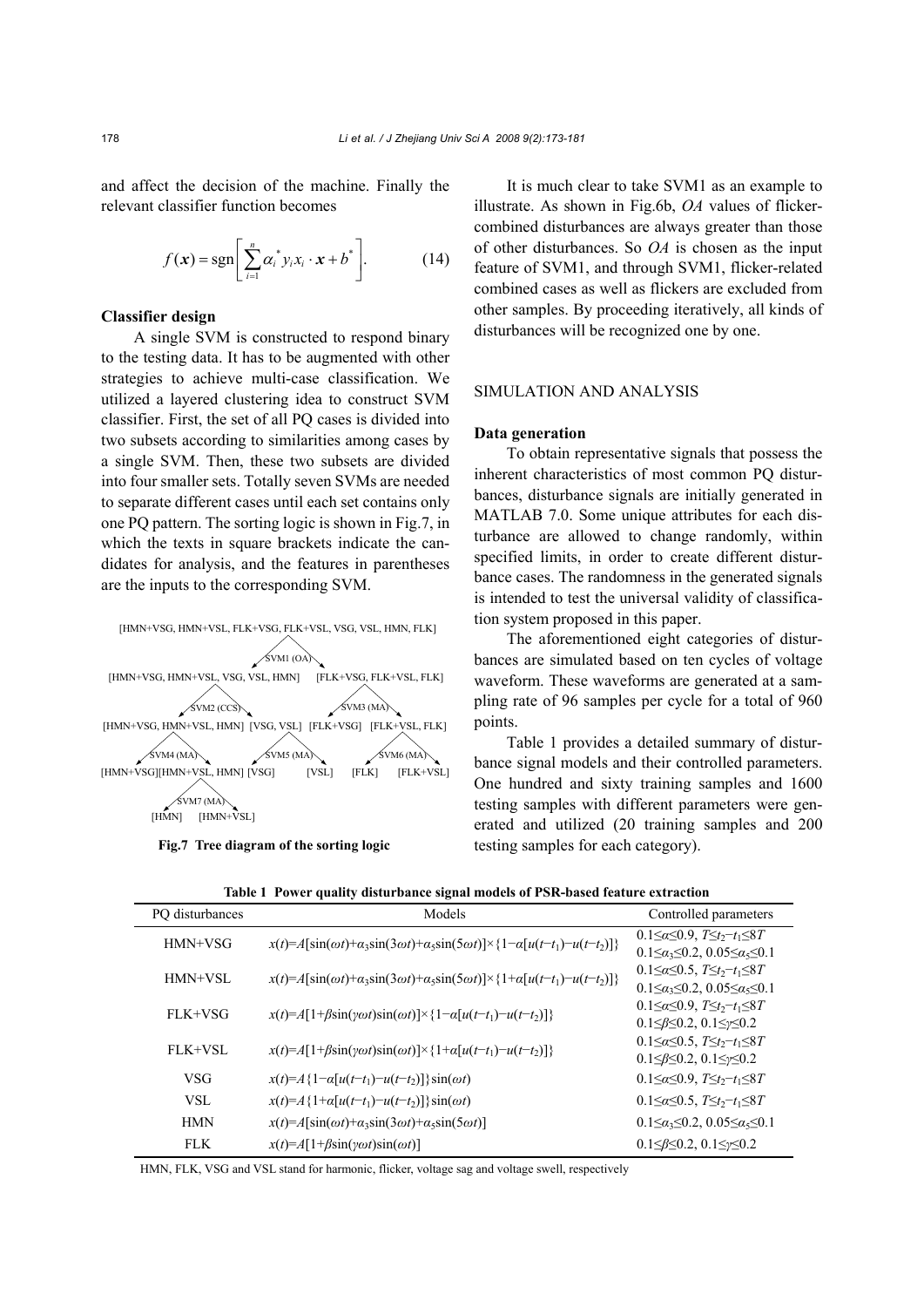and affect the decision of the machine. Finally the relevant classifier function becomes

$$f(\boldsymbol{x}) = \operatorname{sgn}\left[\sum_{i=1}^{n} \alpha_i^* y_i x_i \cdot \boldsymbol{x} + b^*\right]. \tag{14}$$

**Classifier design**

A single SVM is constructed to respond binary to the testing data. It has to be augmented with other strategies to achieve multi-case classification. We utilized a layered clustering idea to construct SVM classifier. First, the set of all PQ cases is divided into two subsets according to similarities among cases by a single SVM. Then, these two subsets are divided into four smaller sets. Totally seven SVMs are needed to separate different cases until each set contains only one PQ pattern. The sorting logic is shown in Fig.7, in which the texts in square brackets indicate the candidates for analysis, and the features in parentheses are the inputs to the corresponding SVM.

```
[HMN+VSG, HMN+VSL, FLK+VSG, FLK+VSL, VSG, VSL, HMN, FLK]
                         SVM1 (OA)
[HMN+VSG, HMN+VSL, VSG, VSL, HMN]        [FLK+VSG, FLK+VSL, FLK]
            SVM2 (CCS)                          SVM3 (MA)
[HMN+VSG, HMN+VSL, HMN]  [VSG, VSL]     [FLK+VSG]   [FLK+VSL, FLK]
     SVM4 (MA)             SVM5 (MA)                  SVM6 (MA)
[HMN+VSG][HMN+VSL, HMN]  [VSG]   [VSL]           [FLK]   [FLK+VSL]
           SVM7 (MA)
       [HMN]   [HMN+VSL]
```

**Fig.7 Tree diagram of the sorting logic**

It is much clear to take SVM1 as an example to illustrate. As shown in Fig.6b, *OA* values of flicker-combined disturbances are always greater than those of other disturbances. So *OA* is chosen as the input feature of SVM1, and through SVM1, flicker-related combined cases as well as flickers are excluded from other samples. By proceeding iteratively, all kinds of disturbances will be recognized one by one.

## SIMULATION AND ANALYSIS

**Data generation**

To obtain representative signals that possess the inherent characteristics of most common PQ disturbances, disturbance signals are initially generated in MATLAB 7.0. Some unique attributes for each disturbance are allowed to change randomly, within specified limits, in order to create different disturbance cases. The randomness in the generated signals is intended to test the universal validity of classification system proposed in this paper.

The aforementioned eight categories of disturbances are simulated based on ten cycles of voltage waveform. These waveforms are generated at a sampling rate of 96 samples per cycle for a total of 960 points.

Table 1 provides a detailed summary of disturbance signal models and their controlled parameters. One hundred and sixty training samples and 1600 testing samples with different parameters were generated and utilized (20 training samples and 200 testing samples for each category).

**Table 1 Power quality disturbance signal models of PSR-based feature extraction**

| PQ disturbances | Models | Controlled parameters |
|---|---|---|
| HMN+VSG | $x(t)=A[\sin(\omega t)+\alpha_3\sin(3\omega t)+\alpha_5\sin(5\omega t)]\times\{1-\alpha[u(t-t_1)-u(t-t_2)]\}$ | $0.1\le\alpha\le0.9$, $T\le t_2-t_1\le 8T$; $0.1\le\alpha_3\le0.2$, $0.05\le\alpha_5\le0.1$ |
| HMN+VSL | $x(t)=A[\sin(\omega t)+\alpha_3\sin(3\omega t)+\alpha_5\sin(5\omega t)]\times\{1+\alpha[u(t-t_1)-u(t-t_2)]\}$ | $0.1\le\alpha\le0.5$, $T\le t_2-t_1\le 8T$; $0.1\le\alpha_3\le0.2$, $0.05\le\alpha_5\le0.1$ |
| FLK+VSG | $x(t)=A[1+\beta\sin(\gamma\omega t)\sin(\omega t)]\times\{1-\alpha[u(t-t_1)-u(t-t_2)]\}$ | $0.1\le\alpha\le0.9$, $T\le t_2-t_1\le 8T$; $0.1\le\beta\le0.2$, $0.1\le\gamma\le0.2$ |
| FLK+VSL | $x(t)=A[1+\beta\sin(\gamma\omega t)\sin(\omega t)]\times\{1+\alpha[u(t-t_1)-u(t-t_2)]\}$ | $0.1\le\alpha\le0.5$, $T\le t_2-t_1\le 8T$; $0.1\le\beta\le0.2$, $0.1\le\gamma\le0.2$ |
| VSG | $x(t)=A\{1-\alpha[u(t-t_1)-u(t-t_2)]\}\sin(\omega t)$ | $0.1\le\alpha\le0.9$, $T\le t_2-t_1\le 8T$ |
| VSL | $x(t)=A\{1+\alpha[u(t-t_1)-u(t-t_2)]\}\sin(\omega t)$ | $0.1\le\alpha\le0.5$, $T\le t_2-t_1\le 8T$ |
| HMN | $x(t)=A[\sin(\omega t)+\alpha_3\sin(3\omega t)+\alpha_5\sin(5\omega t)]$ | $0.1\le\alpha_3\le0.2$, $0.05\le\alpha_5\le0.1$ |
| FLK | $x(t)=A[1+\beta\sin(\gamma\omega t)\sin(\omega t)]$ | $0.1\le\beta\le0.2$, $0.1\le\gamma\le0.2$ |

HMN, FLK, VSG and VSL stand for harmonic, flicker, voltage sag and voltage swell, respectively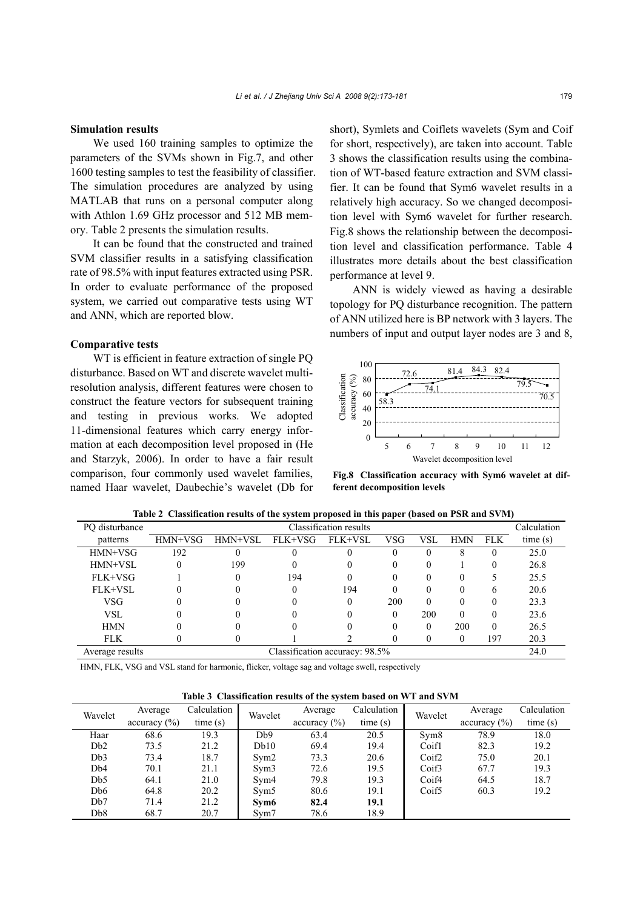**Simulation results**

We used 160 training samples to optimize the parameters of the SVMs shown in Fig.7, and other 1600 testing samples to test the feasibility of classifier. The simulation procedures are analyzed by using MATLAB that runs on a personal computer along with Athlon 1.69 GHz processor and 512 MB memory. Table 2 presents the simulation results.

It can be found that the constructed and trained SVM classifier results in a satisfying classification rate of 98.5% with input features extracted using PSR. In order to evaluate performance of the proposed system, we carried out comparative tests using WT and ANN, which are reported blow.

**Comparative tests**

WT is efficient in feature extraction of single PQ disturbance. Based on WT and discrete wavelet multi-resolution analysis, different features were chosen to construct the feature vectors for subsequent training and testing in previous works. We adopted 11-dimensional features which carry energy information at each decomposition level proposed in (He and Starzyk, 2006). In order to have a fair result comparison, four commonly used wavelet families, named Haar wavelet, Daubechie's wavelet (Db for short), Symlets and Coiflets wavelets (Sym and Coif for short, respectively), are taken into account. Table 3 shows the classification results using the combination of WT-based feature extraction and SVM classifier. It can be found that Sym6 wavelet results in a relatively high accuracy. So we changed decomposition level with Sym6 wavelet for further research. Fig.8 shows the relationship between the decomposition level and classification performance. Table 4 illustrates more details about the best classification performance at level 9.

ANN is widely viewed as having a desirable topology for PQ disturbance recognition. The pattern of ANN utilized here is BP network with 3 layers. The numbers of input and output layer nodes are 3 and 8,

**Fig.8 Classification accuracy with Sym6 wavelet at different decomposition levels**

**Table 2 Classification results of the system proposed in this paper (based on PSR and SVM)**

| PQ disturbance patterns | HMN+VSG | HMN+VSL | FLK+VSG | FLK+VSL | VSG | VSL | HMN | FLK | Calculation time (s) |
|---|---|---|---|---|---|---|---|---|---|
| HMN+VSG | 192 | 0 | 0 | 0 | 0 | 0 | 8 | 0 | 25.0 |
| HMN+VSL | 0 | 199 | 0 | 0 | 0 | 0 | 1 | 0 | 26.8 |
| FLK+VSG | 1 | 0 | 194 | 0 | 0 | 0 | 0 | 5 | 25.5 |
| FLK+VSL | 0 | 0 | 0 | 194 | 0 | 0 | 0 | 6 | 20.6 |
| VSG | 0 | 0 | 0 | 0 | 200 | 0 | 0 | 0 | 23.3 |
| VSL | 0 | 0 | 0 | 0 | 0 | 200 | 0 | 0 | 23.6 |
| HMN | 0 | 0 | 0 | 0 | 0 | 0 | 200 | 0 | 26.5 |
| FLK | 0 | 0 | 1 | 2 | 0 | 0 | 0 | 197 | 20.3 |
| Average results | Classification accuracy: 98.5% | | | | | | | | 24.0 |

HMN, FLK, VSG and VSL stand for harmonic, flicker, voltage sag and voltage swell, respectively

**Table 3 Classification results of the system based on WT and SVM**

| Wavelet | Average accuracy (%) | Calculation time (s) | Wavelet | Average accuracy (%) | Calculation time (s) | Wavelet | Average accuracy (%) | Calculation time (s) |
|---|---|---|---|---|---|---|---|---|
| Haar | 68.6 | 19.3 | Db9 | 63.4 | 20.5 | Sym8 | 78.9 | 18.0 |
| Db2 | 73.5 | 21.2 | Db10 | 69.4 | 19.4 | Coif1 | 82.3 | 19.2 |
| Db3 | 73.4 | 18.7 | Sym2 | 73.3 | 20.6 | Coif2 | 75.0 | 20.1 |
| Db4 | 70.1 | 21.1 | Sym3 | 72.6 | 19.5 | Coif3 | 67.7 | 19.3 |
| Db5 | 64.1 | 21.0 | Sym4 | 79.8 | 19.3 | Coif4 | 64.5 | 18.7 |
| Db6 | 64.8 | 20.2 | Sym5 | 80.6 | 19.1 | Coif5 | 60.3 | 19.2 |
| Db7 | 71.4 | 21.2 | **Sym6** | **82.4** | **19.1** | | | |
| Db8 | 68.7 | 20.7 | Sym7 | 78.6 | 18.9 | | | |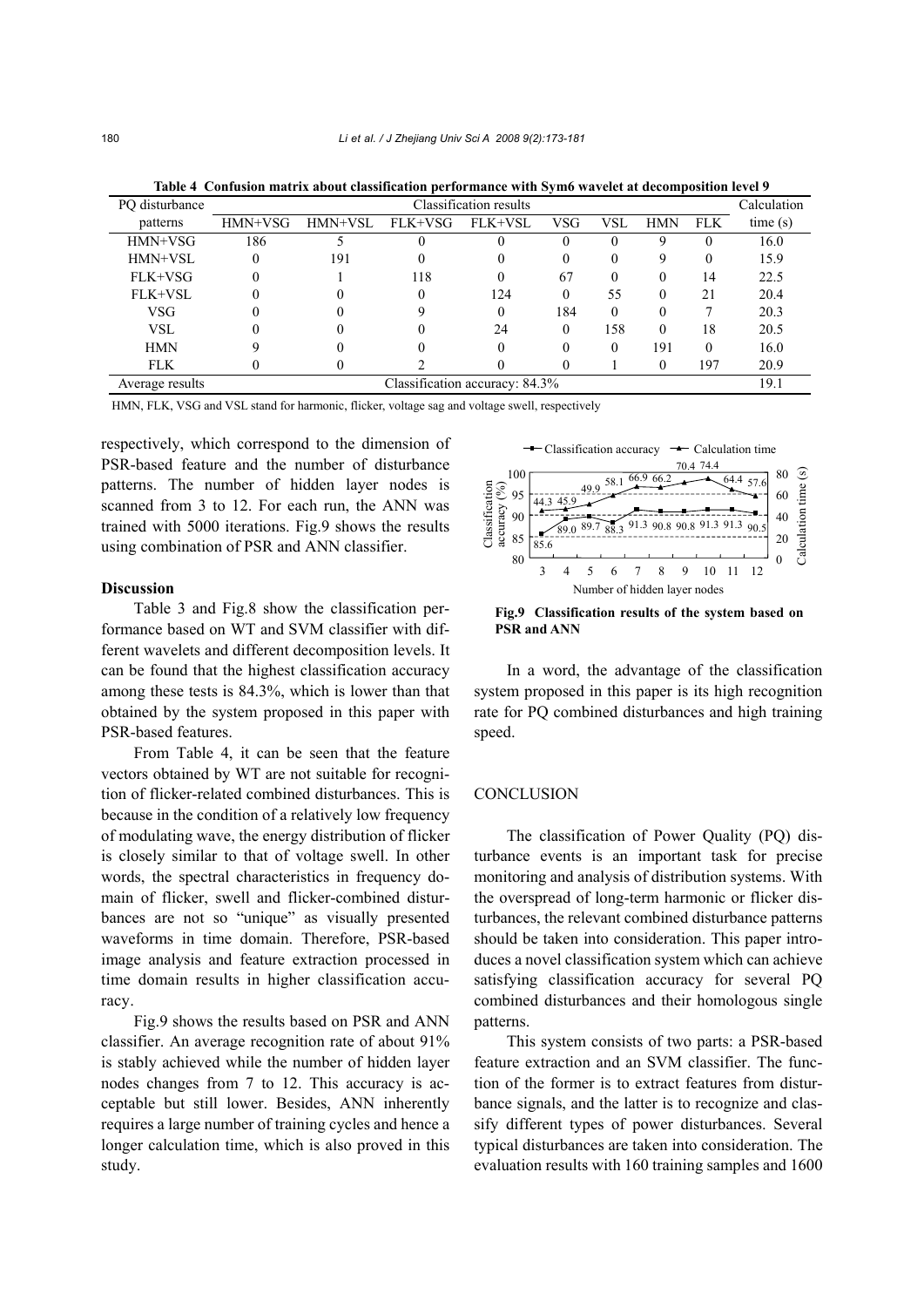**Table 4 Confusion matrix about classification performance with Sym6 wavelet at decomposition level 9**

| PQ disturbance patterns | Classification results | | | | | | | | Calculation time (s) |
|---|---|---|---|---|---|---|---|---|---|
| | HMN+VSG | HMN+VSL | FLK+VSG | FLK+VSL | VSG | VSL | HMN | FLK | |
| HMN+VSG | 186 | 5 | 0 | 0 | 0 | 0 | 9 | 0 | 16.0 |
| HMN+VSL | 0 | 191 | 0 | 0 | 0 | 0 | 9 | 0 | 15.9 |
| FLK+VSG | 0 | 1 | 118 | 0 | 67 | 0 | 0 | 14 | 22.5 |
| FLK+VSL | 0 | 0 | 0 | 124 | 0 | 55 | 0 | 21 | 20.4 |
| VSG | 0 | 0 | 9 | 0 | 184 | 0 | 0 | 7 | 20.3 |
| VSL | 0 | 0 | 0 | 24 | 0 | 158 | 0 | 18 | 20.5 |
| HMN | 9 | 0 | 0 | 0 | 0 | 0 | 191 | 0 | 16.0 |
| FLK | 0 | 0 | 2 | 0 | 0 | 1 | 0 | 197 | 20.9 |
| Average results | Classification accuracy: 84.3% | | | | | | | | 19.1 |

HMN, FLK, VSG and VSL stand for harmonic, flicker, voltage sag and voltage swell, respectively

respectively, which correspond to the dimension of PSR-based feature and the number of disturbance patterns. The number of hidden layer nodes is scanned from 3 to 12. For each run, the ANN was trained with 5000 iterations. Fig.9 shows the results using combination of PSR and ANN classifier.

### Discussion

Table 3 and Fig.8 show the classification performance based on WT and SVM classifier with different wavelets and different decomposition levels. It can be found that the highest classification accuracy among these tests is 84.3%, which is lower than that obtained by the system proposed in this paper with PSR-based features.

From Table 4, it can be seen that the feature vectors obtained by WT are not suitable for recognition of flicker-related combined disturbances. This is because in the condition of a relatively low frequency of modulating wave, the energy distribution of flicker is closely similar to that of voltage swell. In other words, the spectral characteristics in frequency domain of flicker, swell and flicker-combined disturbances are not so "unique" as visually presented waveforms in time domain. Therefore, PSR-based image analysis and feature extraction processed in time domain results in higher classification accuracy.

Fig.9 shows the results based on PSR and ANN classifier. An average recognition rate of about 91% is stably achieved while the number of hidden layer nodes changes from 7 to 12. This accuracy is acceptable but still lower. Besides, ANN inherently requires a large number of training cycles and hence a longer calculation time, which is also proved in this study.

Classification accuracy
Calculation time
Classification accuracy (%)
Calculation time (s)
100
95
90
85
80
80
60
40
20
0
44.3 45.9 49.9 58.1 66.9 66.2 70.4 74.4 64.4 57.6
85.6 89.0 89.7 88.3 91.3 90.8 90.8 91.3 91.3 90.5
3 4 5 6 7 8 9 10 11 12
Number of hidden layer nodes

**Fig.9 Classification results of the system based on PSR and ANN**

In a word, the advantage of the classification system proposed in this paper is its high recognition rate for PQ combined disturbances and high training speed.

## CONCLUSION

The classification of Power Quality (PQ) disturbance events is an important task for precise monitoring and analysis of distribution systems. With the overspread of long-term harmonic or flicker disturbances, the relevant combined disturbance patterns should be taken into consideration. This paper introduces a novel classification system which can achieve satisfying classification accuracy for several PQ combined disturbances and their homologous single patterns.

This system consists of two parts: a PSR-based feature extraction and an SVM classifier. The function of the former is to extract features from disturbance signals, and the latter is to recognize and classify different types of power disturbances. Several typical disturbances are taken into consideration. The evaluation results with 160 training samples and 1600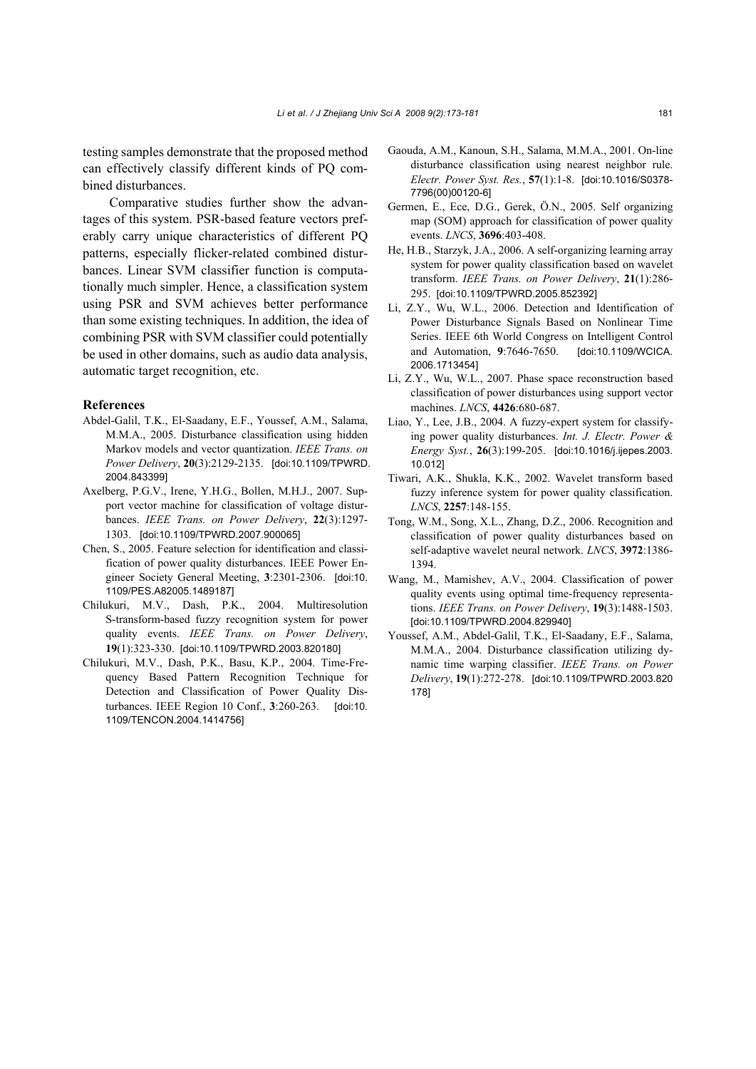testing samples demonstrate that the proposed method can effectively classify different kinds of PQ combined disturbances.

Comparative studies further show the advantages of this system. PSR-based feature vectors preferably carry unique characteristics of different PQ patterns, especially flicker-related combined disturbances. Linear SVM classifier function is computationally much simpler. Hence, a classification system using PSR and SVM achieves better performance than some existing techniques. In addition, the idea of combining PSR with SVM classifier could potentially be used in other domains, such as audio data analysis, automatic target recognition, etc.

## References

Abdel-Galil, T.K., El-Saadany, E.F., Youssef, A.M., Salama, M.M.A., 2005. Disturbance classification using hidden Markov models and vector quantization. *IEEE Trans. on Power Delivery*, **20**(3):2129-2135. [doi:10.1109/TPWRD.2004.843399]

Axelberg, P.G.V., Irene, Y.H.G., Bollen, M.H.J., 2007. Support vector machine for classification of voltage disturbances. *IEEE Trans. on Power Delivery*, **22**(3):1297-1303. [doi:10.1109/TPWRD.2007.900065]

Chen, S., 2005. Feature selection for identification and classification of power quality disturbances. IEEE Power Engineer Society General Meeting, **3**:2301-2306. [doi:10.1109/PES.A82005.1489187]

Chilukuri, M.V., Dash, P.K., 2004. Multiresolution S-transform-based fuzzy recognition system for power quality events. *IEEE Trans. on Power Delivery*, **19**(1):323-330. [doi:10.1109/TPWRD.2003.820180]

Chilukuri, M.V., Dash, P.K., Basu, K.P., 2004. Time-Frequency Based Pattern Recognition Technique for Detection and Classification of Power Quality Disturbances. IEEE Region 10 Conf., **3**:260-263. [doi:10.1109/TENCON.2004.1414756]

Gaouda, A.M., Kanoun, S.H., Salama, M.M.A., 2001. On-line disturbance classification using nearest neighbor rule. *Electr. Power Syst. Res.*, **57**(1):1-8. [doi:10.1016/S0378-7796(00)00120-6]

Germen, E., Ece, D.G., Gerek, Ö.N., 2005. Self organizing map (SOM) approach for classification of power quality events. *LNCS*, **3696**:403-408.

He, H.B., Starzyk, J.A., 2006. A self-organizing learning array system for power quality classification based on wavelet transform. *IEEE Trans. on Power Delivery*, **21**(1):286-295. [doi:10.1109/TPWRD.2005.852392]

Li, Z.Y., Wu, W.L., 2006. Detection and Identification of Power Disturbance Signals Based on Nonlinear Time Series. IEEE 6th World Congress on Intelligent Control and Automation, **9**:7646-7650. [doi:10.1109/WCICA.2006.1713454]

Li, Z.Y., Wu, W.L., 2007. Phase space reconstruction based classification of power disturbances using support vector machines. *LNCS*, **4426**:680-687.

Liao, Y., Lee, J.B., 2004. A fuzzy-expert system for classifying power quality disturbances. *Int. J. Electr. Power & Energy Syst.*, **26**(3):199-205. [doi:10.1016/j.ijepes.2003.10.012]

Tiwari, A.K., Shukla, K.K., 2002. Wavelet transform based fuzzy inference system for power quality classification. *LNCS*, **2257**:148-155.

Tong, W.M., Song, X.L., Zhang, D.Z., 2006. Recognition and classification of power quality disturbances based on self-adaptive wavelet neural network. *LNCS*, **3972**:1386-1394.

Wang, M., Mamishev, A.V., 2004. Classification of power quality events using optimal time-frequency representations. *IEEE Trans. on Power Delivery*, **19**(3):1488-1503. [doi:10.1109/TPWRD.2004.829940]

Youssef, A.M., Abdel-Galil, T.K., El-Saadany, E.F., Salama, M.M.A., 2004. Disturbance classification utilizing dynamic time warping classifier. *IEEE Trans. on Power Delivery*, **19**(1):272-278. [doi:10.1109/TPWRD.2003.820178]